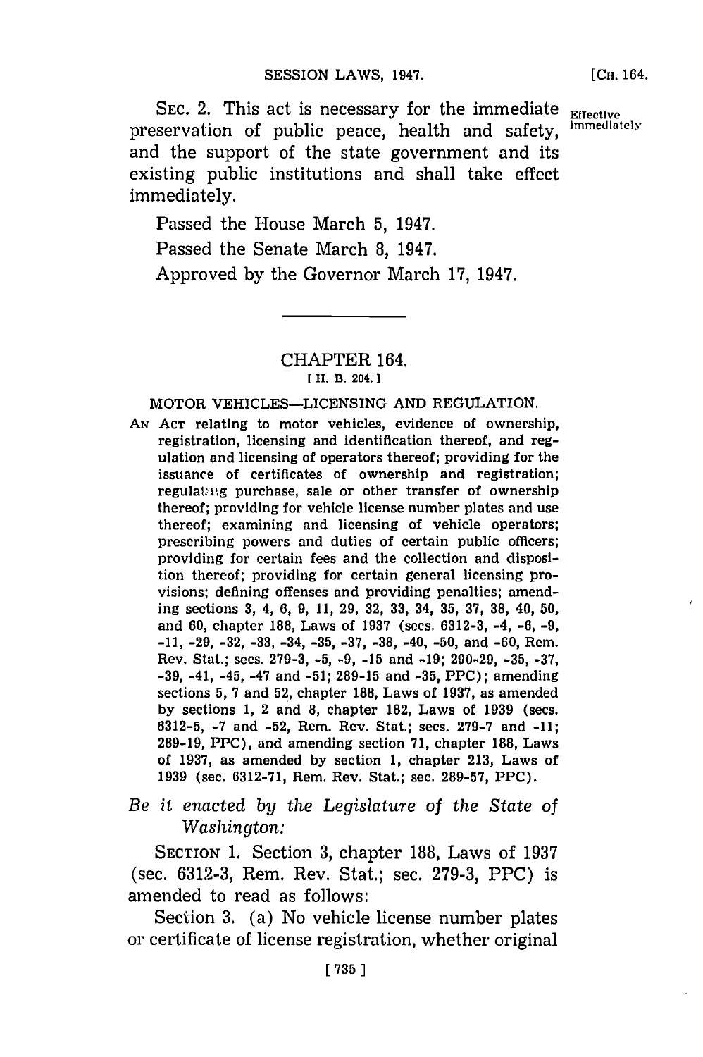SEC. 2. This act is necessary for the immediate preservation of public peace, health and safety, and the support of the state government and its existing public institutions and shall take effect immediately.

Effective immediately

Passed the House March 5, 1947.

Passed the Senate March 8, 1947.

Approved by the Governor March 17, 1947.

---

## CHAPTER 164.

[H. B. 204.]

### MOTOR VEHICLES—LICENSING AND REGULATION.

AN ACT relating to motor vehicles, evidence of ownership, registration, licensing and identification thereof, and regulation and licensing of operators thereof; providing for the issuance of certificates of ownership and registration; regulating purchase, sale or other transfer of ownership thereof; providing for vehicle license number plates and use thereof; examining and licensing of vehicle operators; prescribing powers and duties of certain public officers; providing for certain fees and the collection and disposition thereof; providing for certain general licensing provisions; defining offenses and providing penalties; amending sections 3, 4, 6, 9, 11, 29, 32, 33, 34, 35, 37, 38, 40, 50, and 60, chapter 188, Laws of 1937 (secs. 6312-3, -4, -6, -9, -11, -29, -32, -33, -34, -35, -37, -38, -40, -50, and -60, Rem. Rev. Stat.; secs. 279-3, -5, -9, -15 and -19; 290-29, -35, -37, -39, -41, -45, -47 and -51; 289-15 and -35, PPC); amending sections 5, 7 and 52, chapter 188, Laws of 1937, as amended by sections 1, 2 and 8, chapter 182, Laws of 1939 (secs. 6312-5, -7 and -52, Rem. Rev. Stat.; secs. 279-7 and -11; 289-19, PPC), and amending section 71, chapter 188, Laws of 1937, as amended by section 1, chapter 213, Laws of 1939 (sec. 6312-71, Rem. Rev. Stat.; sec. 289-57, PPC).

*Be it enacted by the Legislature of the State of Washington:*

SECTION 1. Section 3, chapter 188, Laws of 1937 (sec. 6312-3, Rem. Rev. Stat.; sec. 279-3, PPC) is amended to read as follows:

Section 3. (a) No vehicle license number plates or certificate of license registration, whether original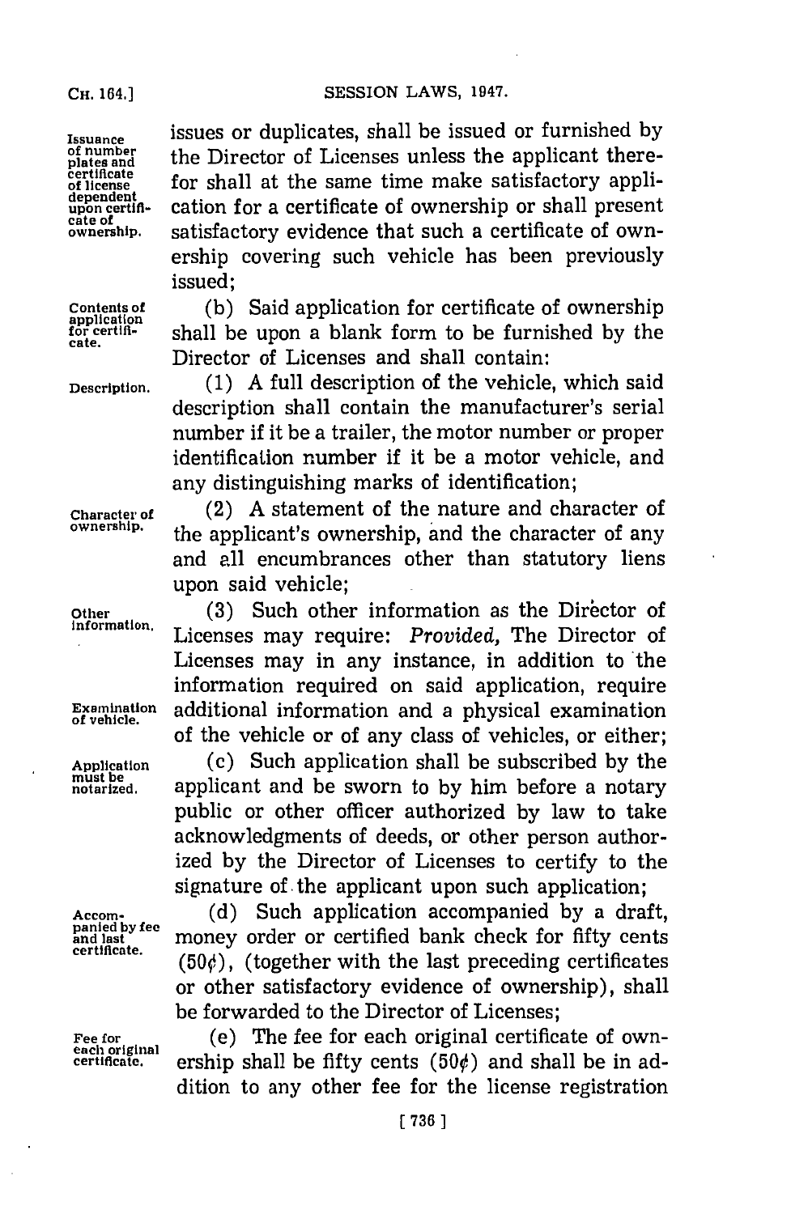issues or duplicates, shall be issued or furnished by the Director of Licenses unless the applicant therefor shall at the same time make satisfactory application for a certificate of ownership or shall present satisfactory evidence that such a certificate of ownership covering such vehicle has been previously issued;

Issuance of number plates and certificate of license dependent upon certificate of ownership.

(b) Said application for certificate of ownership shall be upon a blank form to be furnished by the Director of Licenses and shall contain:

Contents of application for certificate.

(1) A full description of the vehicle, which said description shall contain the manufacturer's serial number if it be a trailer, the motor number or proper identification number if it be a motor vehicle, and any distinguishing marks of identification;

Description.

(2) A statement of the nature and character of the applicant's ownership, and the character of any and all encumbrances other than statutory liens upon said vehicle;

Character of ownership.

(3) Such other information as the Director of Licenses may require: *Provided,* The Director of Licenses may in any instance, in addition to the information required on said application, require additional information and a physical examination of the vehicle or of any class of vehicles, or either;

Other information.

Examination of vehicle.

(c) Such application shall be subscribed by the applicant and be sworn to by him before a notary public or other officer authorized by law to take acknowledgments of deeds, or other person authorized by the Director of Licenses to certify to the signature of the applicant upon such application;

Application must be notarized.

(d) Such application accompanied by a draft, money order or certified bank check for fifty cents (50¢), (together with the last preceding certificates or other satisfactory evidence of ownership), shall be forwarded to the Director of Licenses;

Accompanied by fee and last certificate.

(e) The fee for each original certificate of ownership shall be fifty cents (50¢) and shall be in addition to any other fee for the license registration

Fee for each original certificate.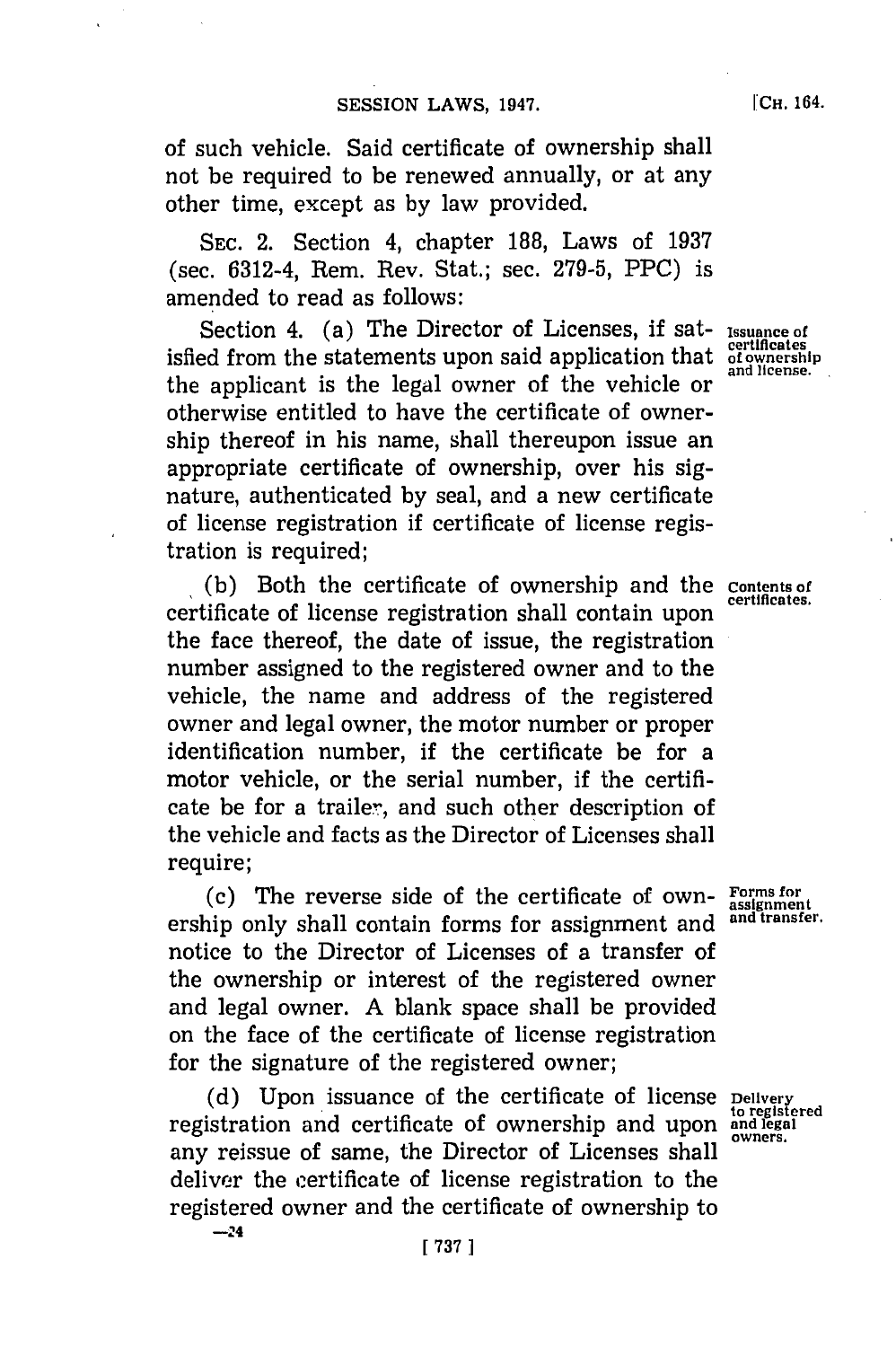of such vehicle. Said certificate of ownership shall not be required to be renewed annually, or at any other time, except as by law provided.

SEC. 2. Section 4, chapter 188, Laws of 1937 (sec. 6312-4, Rem. Rev. Stat.; sec. 279-5, PPC) is amended to read as follows:

Section 4. (a) The Director of Licenses, if satisfied from the statements upon said application that the applicant is the legal owner of the vehicle or otherwise entitled to have the certificate of ownership thereof in his name, shall thereupon issue an appropriate certificate of ownership, over his signature, authenticated by seal, and a new certificate of license registration if certificate of license registration is required;

*Issuance of certificates of ownership and license.*

(b) Both the certificate of ownership and the certificate of license registration shall contain upon the face thereof, the date of issue, the registration number assigned to the registered owner and to the vehicle, the name and address of the registered owner and legal owner, the motor number or proper identification number, if the certificate be for a motor vehicle, or the serial number, if the certificate be for a trailer, and such other description of the vehicle and facts as the Director of Licenses shall require;

*Contents of certificates.*

(c) The reverse side of the certificate of ownership only shall contain forms for assignment and notice to the Director of Licenses of a transfer of the ownership or interest of the registered owner and legal owner. A blank space shall be provided on the face of the certificate of license registration for the signature of the registered owner;

*Forms for assignment and transfer.*

(d) Upon issuance of the certificate of license registration and certificate of ownership and upon any reissue of same, the Director of Licenses shall deliver the certificate of license registration to the registered owner and the certificate of ownership to

*Delivery to registered and legal owners.*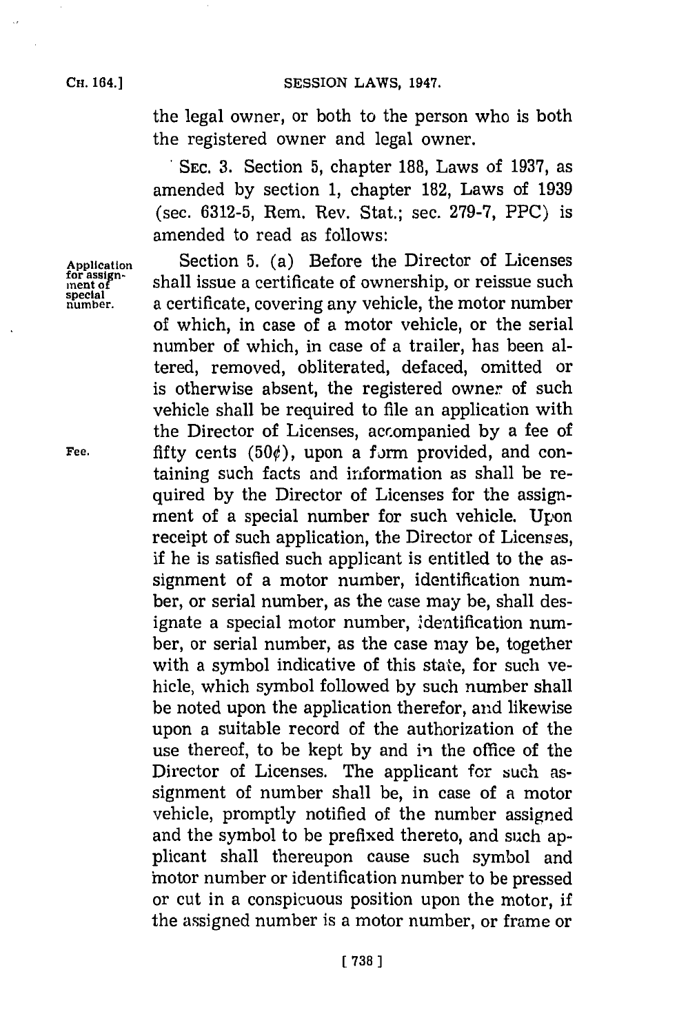the legal owner, or both to the person who is both the registered owner and legal owner.

SEC. 3. Section 5, chapter 188, Laws of 1937, as amended by section 1, chapter 182, Laws of 1939 (sec. 6312-5, Rem. Rev. Stat.; sec. 279-7, PPC) is amended to read as follows:

Application for assignment of special number.

Section 5. (a) Before the Director of Licenses shall issue a certificate of ownership, or reissue such a certificate, covering any vehicle, the motor number of which, in case of a motor vehicle, or the serial number of which, in case of a trailer, has been altered, removed, obliterated, defaced, omitted or is otherwise absent, the registered owner of such vehicle shall be required to file an application with the Director of Licenses, accompanied by a fee of fifty cents (50¢), upon a form provided, and containing such facts and information as shall be required by the Director of Licenses for the assignment of a special number for such vehicle. Upon receipt of such application, the Director of Licenses, if he is satisfied such applicant is entitled to the assignment of a motor number, identification number, or serial number, as the case may be, shall designate a special motor number, identification number, or serial number, as the case may be, together with a symbol indicative of this state, for such vehicle, which symbol followed by such number shall be noted upon the application therefor, and likewise upon a suitable record of the authorization of the use thereof, to be kept by and in the office of the Director of Licenses. The applicant for such assignment of number shall be, in case of a motor vehicle, promptly notified of the number assigned and the symbol to be prefixed thereto, and such applicant shall thereupon cause such symbol and motor number or identification number to be pressed or cut in a conspicuous position upon the motor, if the assigned number is a motor number, or frame or

Fee.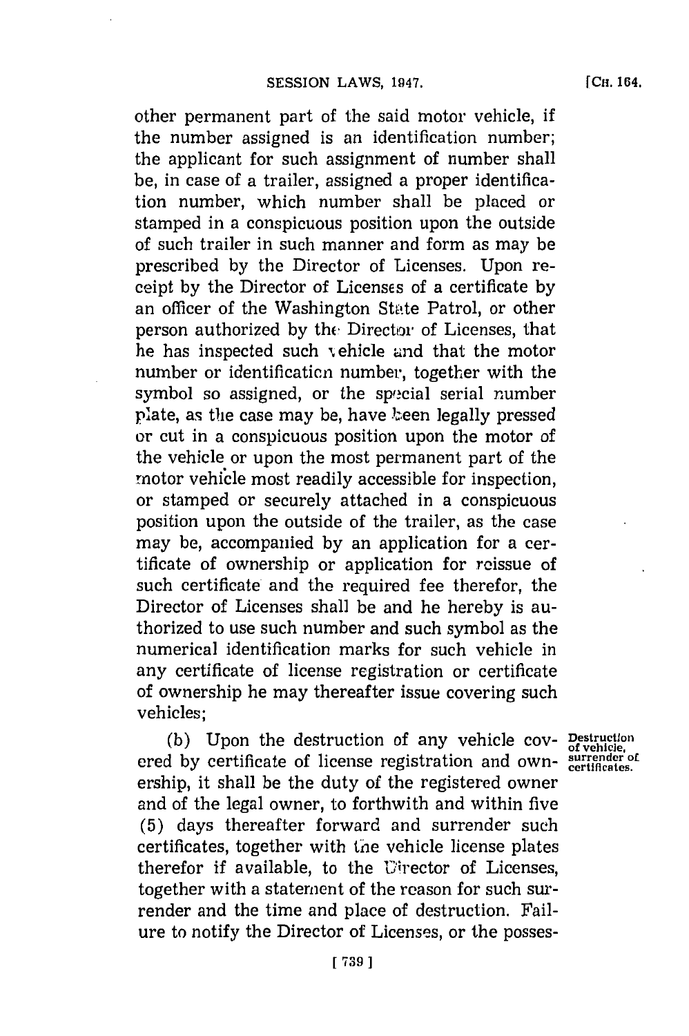other permanent part of the said motor vehicle, if the number assigned is an identification number; the applicant for such assignment of number shall be, in case of a trailer, assigned a proper identification number, which number shall be placed or stamped in a conspicuous position upon the outside of such trailer in such manner and form as may be prescribed by the Director of Licenses. Upon receipt by the Director of Licenses of a certificate by an officer of the Washington State Patrol, or other person authorized by the Director of Licenses, that he has inspected such vehicle and that the motor number or identification number, together with the symbol so assigned, or the special serial number plate, as the case may be, have been legally pressed or cut in a conspicuous position upon the motor of the vehicle or upon the most permanent part of the motor vehicle most readily accessible for inspection, or stamped or securely attached in a conspicuous position upon the outside of the trailer, as the case may be, accompanied by an application for a certificate of ownership or application for reissue of such certificate and the required fee therefor, the Director of Licenses shall be and he hereby is authorized to use such number and such symbol as the numerical identification marks for such vehicle in any certificate of license registration or certificate of ownership he may thereafter issue covering such vehicles;

**Destruction of vehicle, surrender of certificates.**

(b) Upon the destruction of any vehicle covered by certificate of license registration and ownership, it shall be the duty of the registered owner and of the legal owner, to forthwith and within five (5) days thereafter forward and surrender such certificates, together with the vehicle license plates therefor if available, to the Director of Licenses, together with a statement of the reason for such surrender and the time and place of destruction. Failure to notify the Director of Licenses, or the posses-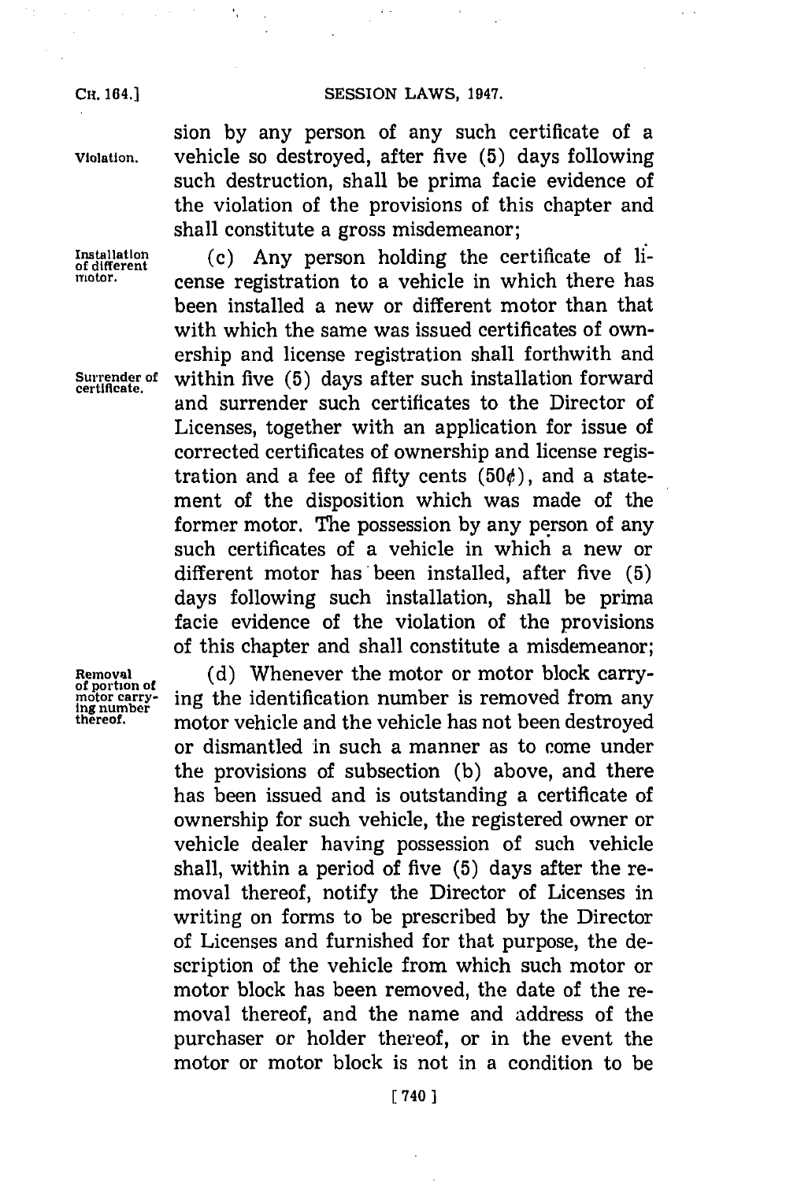sion by any person of any such certificate of a vehicle so destroyed, after five (5) days following such destruction, shall be prima facie evidence of the violation of the provisions of this chapter and shall constitute a gross misdemeanor;

Violation.

Installation of different motor.

(c) Any person holding the certificate of license registration to a vehicle in which there has been installed a new or different motor than that with which the same was issued certificates of ownership and license registration shall forthwith and within five (5) days after such installation forward and surrender such certificates to the Director of Licenses, together with an application for issue of corrected certificates of ownership and license registration and a fee of fifty cents (50¢), and a statement of the disposition which was made of the former motor. The possession by any person of any such certificates of a vehicle in which a new or different motor has been installed, after five (5) days following such installation, shall be prima facie evidence of the violation of the provisions of this chapter and shall constitute a misdemeanor;

Surrender of certificate.

Removal of portion of motor carrying number thereof.

(d) Whenever the motor or motor block carrying the identification number is removed from any motor vehicle and the vehicle has not been destroyed or dismantled in such a manner as to come under the provisions of subsection (b) above, and there has been issued and is outstanding a certificate of ownership for such vehicle, the registered owner or vehicle dealer having possession of such vehicle shall, within a period of five (5) days after the removal thereof, notify the Director of Licenses in writing on forms to be prescribed by the Director of Licenses and furnished for that purpose, the description of the vehicle from which such motor or motor block has been removed, the date of the removal thereof, and the name and address of the purchaser or holder thereof, or in the event the motor or motor block is not in a condition to be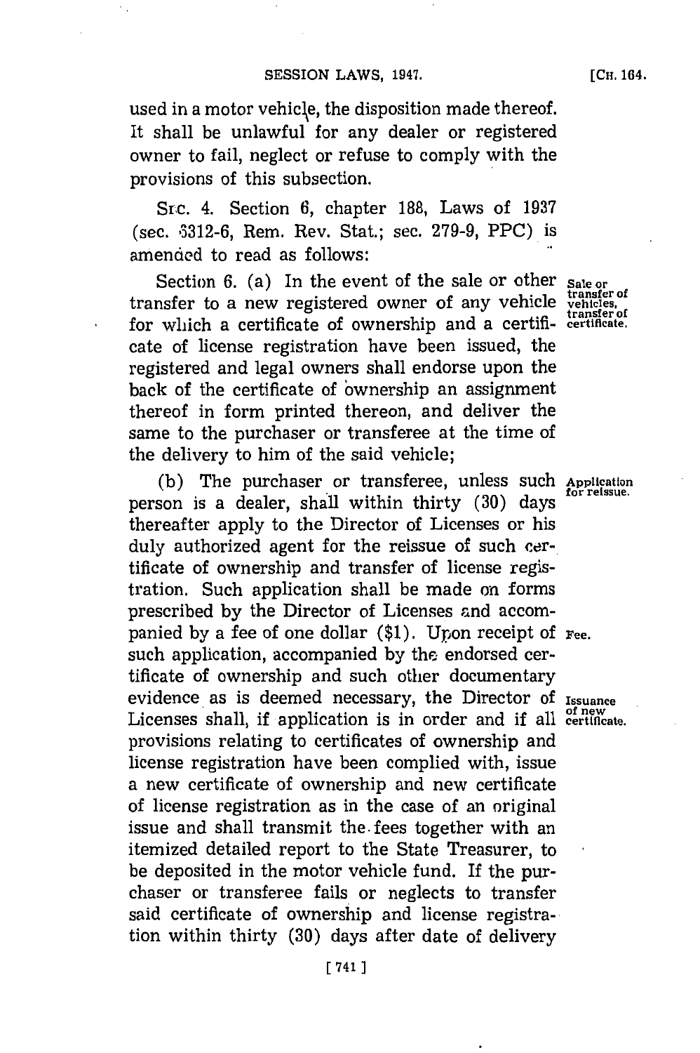used in a motor vehicle, the disposition made thereof. It shall be unlawful for any dealer or registered owner to fail, neglect or refuse to comply with the provisions of this subsection.

SEC. 4. Section 6, chapter 188, Laws of 1937 (sec. 6312-6, Rem. Rev. Stat.; sec. 279-9, PPC) is amended to read as follows:

Section 6. (a) In the event of the sale or other transfer to a new registered owner of any vehicle for which a certificate of ownership and a certificate of license registration have been issued, the registered and legal owners shall endorse upon the back of the certificate of ownership an assignment thereof in form printed thereon, and deliver the same to the purchaser or transferee at the time of the delivery to him of the said vehicle;

*Sale or transfer of vehicles, transfer of certificate.*

(b) The purchaser or transferee, unless such person is a dealer, shall within thirty (30) days thereafter apply to the Director of Licenses or his duly authorized agent for the reissue of such certificate of ownership and transfer of license registration. Such application shall be made on forms prescribed by the Director of Licenses and accompanied by a fee of one dollar ($1). Upon receipt of such application, accompanied by the endorsed certificate of ownership and such other documentary evidence as is deemed necessary, the Director of Licenses shall, if application is in order and if all provisions relating to certificates of ownership and license registration have been complied with, issue a new certificate of ownership and new certificate of license registration as in the case of an original issue and shall transmit the fees together with an itemized detailed report to the State Treasurer, to be deposited in the motor vehicle fund. If the purchaser or transferee fails or neglects to transfer said certificate of ownership and license registration within thirty (30) days after date of delivery

*Application for reissue.*

*Fee.*

*Issuance of new certificate.*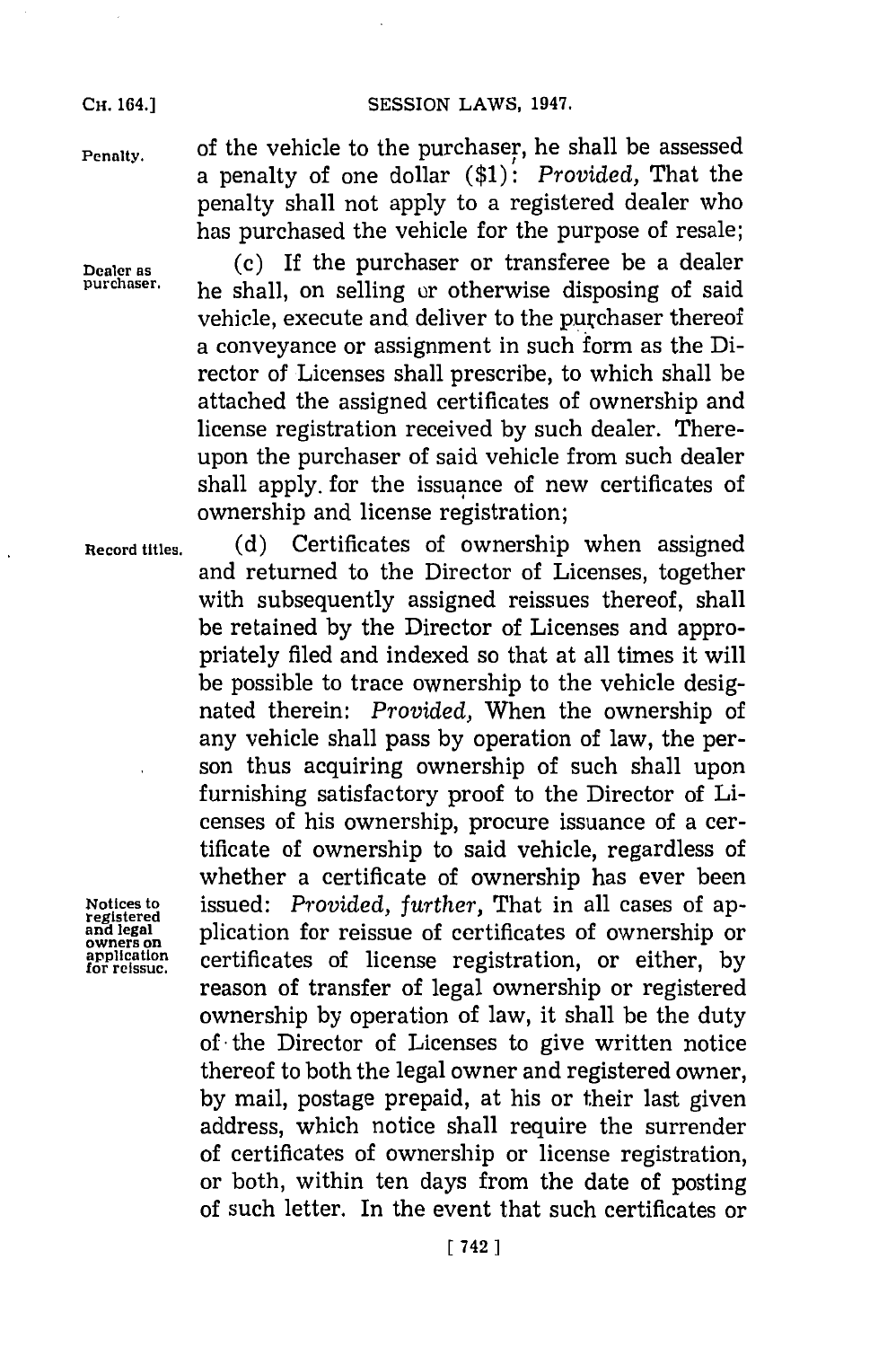of the vehicle to the purchaser, he shall be assessed a penalty of one dollar ($1): *Provided,* That the penalty shall not apply to a registered dealer who has purchased the vehicle for the purpose of resale;

Penalty.

Dealer as purchaser.

(c) If the purchaser or transferee be a dealer he shall, on selling or otherwise disposing of said vehicle, execute and deliver to the purchaser thereof a conveyance or assignment in such form as the Director of Licenses shall prescribe, to which shall be attached the assigned certificates of ownership and license registration received by such dealer. Thereupon the purchaser of said vehicle from such dealer shall apply for the issuance of new certificates of ownership and license registration;

Record titles.

(d) Certificates of ownership when assigned and returned to the Director of Licenses, together with subsequently assigned reissues thereof, shall be retained by the Director of Licenses and appropriately filed and indexed so that at all times it will be possible to trace ownership to the vehicle designated therein: *Provided,* When the ownership of any vehicle shall pass by operation of law, the person thus acquiring ownership of such shall upon furnishing satisfactory proof to the Director of Licenses of his ownership, procure issuance of a certificate of ownership to said vehicle, regardless of whether a certificate of ownership has ever been issued: *Provided, further,* That in all cases of application for reissue of certificates of ownership or certificates of license registration, or either, by reason of transfer of legal ownership or registered ownership by operation of law, it shall be the duty of the Director of Licenses to give written notice thereof to both the legal owner and registered owner, by mail, postage prepaid, at his or their last given address, which notice shall require the surrender of certificates of ownership or license registration, or both, within ten days from the date of posting of such letter. In the event that such certificates or

Notices to registered and legal owners on application for reissue.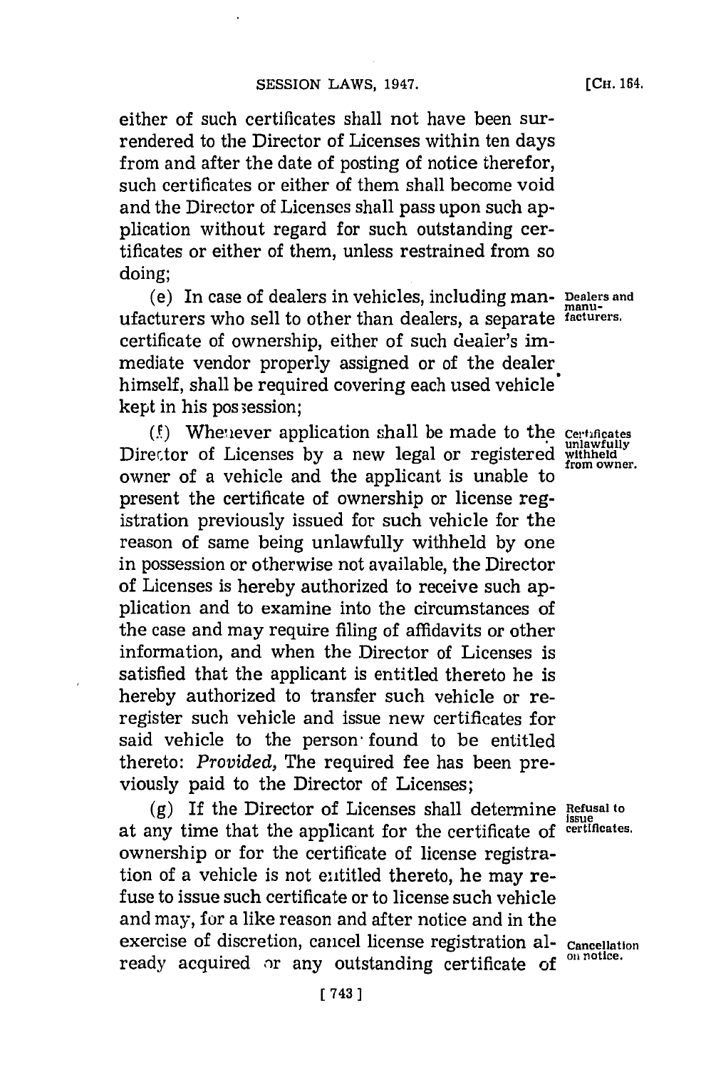either of such certificates shall not have been surrendered to the Director of Licenses within ten days from and after the date of posting of notice therefor, such certificates or either of them shall become void and the Director of Licenses shall pass upon such application without regard for such outstanding certificates or either of them, unless restrained from so doing;

(e) In case of dealers in vehicles, including manufacturers who sell to other than dealers, a separate certificate of ownership, either of such dealer's immediate vendor properly assigned or of the dealer himself, shall be required covering each used vehicle kept in his possession;

*Dealers and manufacturers.*

(f) Whenever application shall be made to the Director of Licenses by a new legal or registered owner of a vehicle and the applicant is unable to present the certificate of ownership or license registration previously issued for such vehicle for the reason of same being unlawfully withheld by one in possession or otherwise not available, the Director of Licenses is hereby authorized to receive such application and to examine into the circumstances of the case and may require filing of affidavits or other information, and when the Director of Licenses is satisfied that the applicant is entitled thereto he is hereby authorized to transfer such vehicle or reregister such vehicle and issue new certificates for said vehicle to the person found to be entitled thereto: *Provided*, The required fee has been previously paid to the Director of Licenses;

*Certificates unlawfully withheld from owner.*

(g) If the Director of Licenses shall determine at any time that the applicant for the certificate of ownership or for the certificate of license registration of a vehicle is not entitled thereto, he may refuse to issue such certificate or to license such vehicle and may, for a like reason and after notice and in the exercise of discretion, cancel license registration already acquired or any outstanding certificate of

*Refusal to issue certificates.*

*Cancellation on notice.*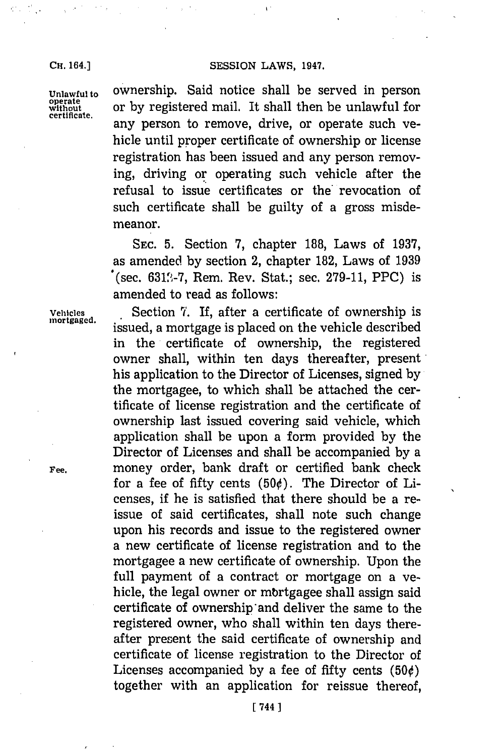**Unlawful to operate without certificate.**

ownership. Said notice shall be served in person or by registered mail. It shall then be unlawful for any person to remove, drive, or operate such vehicle until proper certificate of ownership or license registration has been issued and any person removing, driving or operating such vehicle after the refusal to issue certificates or the revocation of such certificate shall be guilty of a gross misdemeanor.

SEC. 5. Section 7, chapter 188, Laws of 1937, as amended by section 2, chapter 182, Laws of 1939 (sec. 6312-7, Rem. Rev. Stat.; sec. 279-11, PPC) is amended to read as follows:

**Vehicles mortgaged.**

Section 7. If, after a certificate of ownership is issued, a mortgage is placed on the vehicle described in the certificate of ownership, the registered owner shall, within ten days thereafter, present his application to the Director of Licenses, signed by the mortgagee, to which shall be attached the certificate of license registration and the certificate of ownership last issued covering said vehicle, which application shall be upon a form provided by the Director of Licenses and shall be accompanied by a money order, bank draft or certified bank check for a fee of fifty cents (50¢). The Director of Licenses, if he is satisfied that there should be a reissue of said certificates, shall note such change upon his records and issue to the registered owner a new certificate of license registration and to the mortgagee a new certificate of ownership. Upon the full payment of a contract or mortgage on a vehicle, the legal owner or mortgagee shall assign said certificate of ownership and deliver the same to the registered owner, who shall within ten days thereafter present the said certificate of ownership and certificate of license registration to the Director of Licenses accompanied by a fee of fifty cents (50¢) together with an application for reissue thereof,

**Fee.**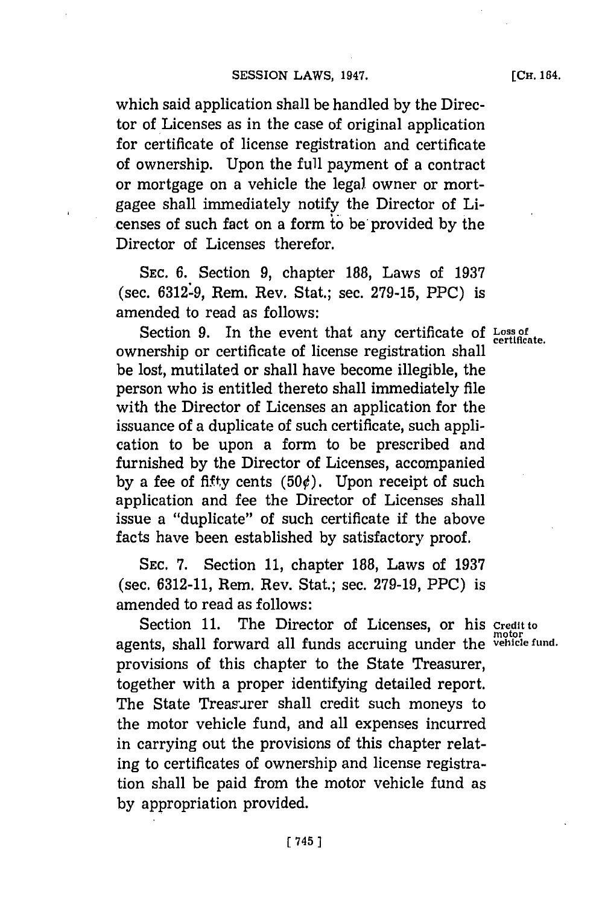which said application shall be handled by the Director of Licenses as in the case of original application for certificate of license registration and certificate of ownership. Upon the full payment of a contract or mortgage on a vehicle the legal owner or mortgagee shall immediately notify the Director of Licenses of such fact on a form to be provided by the Director of Licenses therefor.

SEC. 6. Section 9, chapter 188, Laws of 1937 (sec. 6312-9, Rem. Rev. Stat.; sec. 279-15, PPC) is amended to read as follows:

Section 9. In the event that any certificate of ownership or certificate of license registration shall be lost, mutilated or shall have become illegible, the person who is entitled thereto shall immediately file with the Director of Licenses an application for the issuance of a duplicate of such certificate, such application to be upon a form to be prescribed and furnished by the Director of Licenses, accompanied by a fee of fifty cents (50¢). Upon receipt of such application and fee the Director of Licenses shall issue a "duplicate" of such certificate if the above facts have been established by satisfactory proof.

Loss of certificate.

SEC. 7. Section 11, chapter 188, Laws of 1937 (sec. 6312-11, Rem. Rev. Stat.; sec. 279-19, PPC) is amended to read as follows:

Section 11. The Director of Licenses, or his agents, shall forward all funds accruing under the provisions of this chapter to the State Treasurer, together with a proper identifying detailed report. The State Treasurer shall credit such moneys to the motor vehicle fund, and all expenses incurred in carrying out the provisions of this chapter relating to certificates of ownership and license registration shall be paid from the motor vehicle fund as by appropriation provided.

Credit to motor vehicle fund.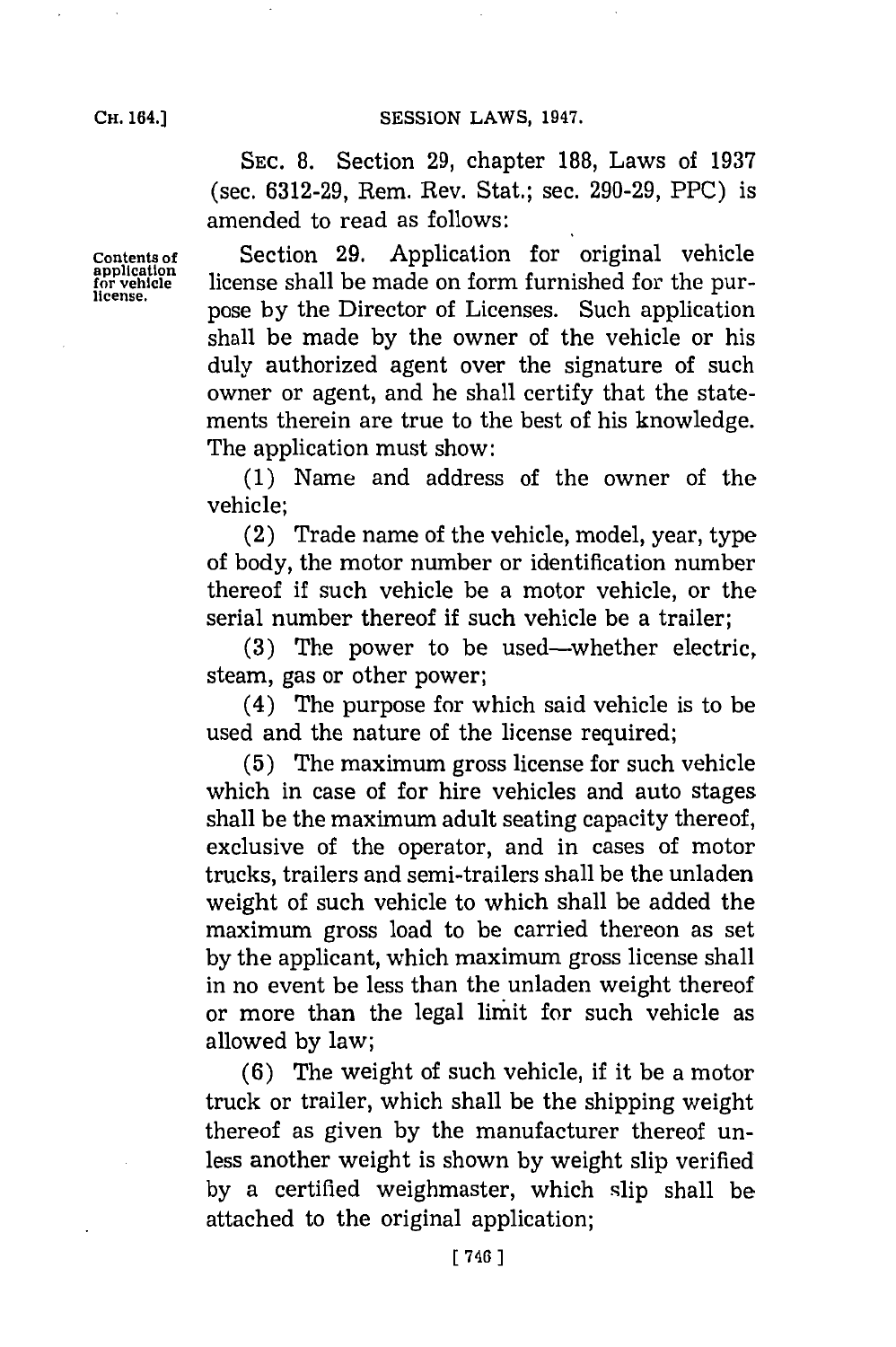SEC. 8. Section 29, chapter 188, Laws of 1937 (sec. 6312-29, Rem. Rev. Stat.; sec. 290-29, PPC) is amended to read as follows:

Contents of application for vehicle license.

Section 29. Application for original vehicle license shall be made on form furnished for the purpose by the Director of Licenses. Such application shall be made by the owner of the vehicle or his duly authorized agent over the signature of such owner or agent, and he shall certify that the statements therein are true to the best of his knowledge. The application must show:

(1) Name and address of the owner of the vehicle;

(2) Trade name of the vehicle, model, year, type of body, the motor number or identification number thereof if such vehicle be a motor vehicle, or the serial number thereof if such vehicle be a trailer;

(3) The power to be used—whether electric, steam, gas or other power;

(4) The purpose for which said vehicle is to be used and the nature of the license required;

(5) The maximum gross license for such vehicle which in case of for hire vehicles and auto stages shall be the maximum adult seating capacity thereof, exclusive of the operator, and in cases of motor trucks, trailers and semi-trailers shall be the unladen weight of such vehicle to which shall be added the maximum gross load to be carried thereon as set by the applicant, which maximum gross license shall in no event be less than the unladen weight thereof or more than the legal limit for such vehicle as allowed by law;

(6) The weight of such vehicle, if it be a motor truck or trailer, which shall be the shipping weight thereof as given by the manufacturer thereof unless another weight is shown by weight slip verified by a certified weighmaster, which slip shall be attached to the original application;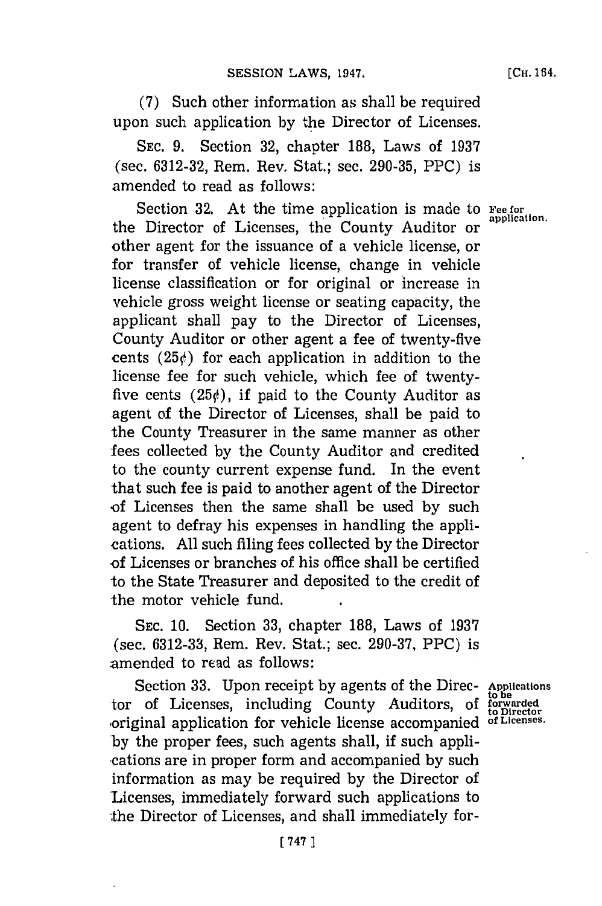(7) Such other information as shall be required upon such application by the Director of Licenses.

SEC. 9. Section 32, chapter 188, Laws of 1937 (sec. 6312-32, Rem. Rev. Stat.; sec. 290-35, PPC) is amended to read as follows:

Section 32. At the time application is made to the Director of Licenses, the County Auditor or other agent for the issuance of a vehicle license, or for transfer of vehicle license, change in vehicle license classification or for original or increase in vehicle gross weight license or seating capacity, the applicant shall pay to the Director of Licenses, County Auditor or other agent a fee of twenty-five cents (25¢) for each application in addition to the license fee for such vehicle, which fee of twenty-five cents (25¢), if paid to the County Auditor as agent of the Director of Licenses, shall be paid to the County Treasurer in the same manner as other fees collected by the County Auditor and credited to the county current expense fund. In the event that such fee is paid to another agent of the Director of Licenses then the same shall be used by such agent to defray his expenses in handling the applications. All such filing fees collected by the Director of Licenses or branches of his office shall be certified to the State Treasurer and deposited to the credit of the motor vehicle fund.

*Fee for application.*

SEC. 10. Section 33, chapter 188, Laws of 1937 (sec. 6312-33, Rem. Rev. Stat.; sec. 290-37, PPC) is amended to read as follows:

Section 33. Upon receipt by agents of the Director of Licenses, including County Auditors, of original application for vehicle license accompanied by the proper fees, such agents shall, if such applications are in proper form and accompanied by such information as may be required by the Director of Licenses, immediately forward such applications to the Director of Licenses, and shall immediately for-

*Applications to be forwarded to Director of Licenses.*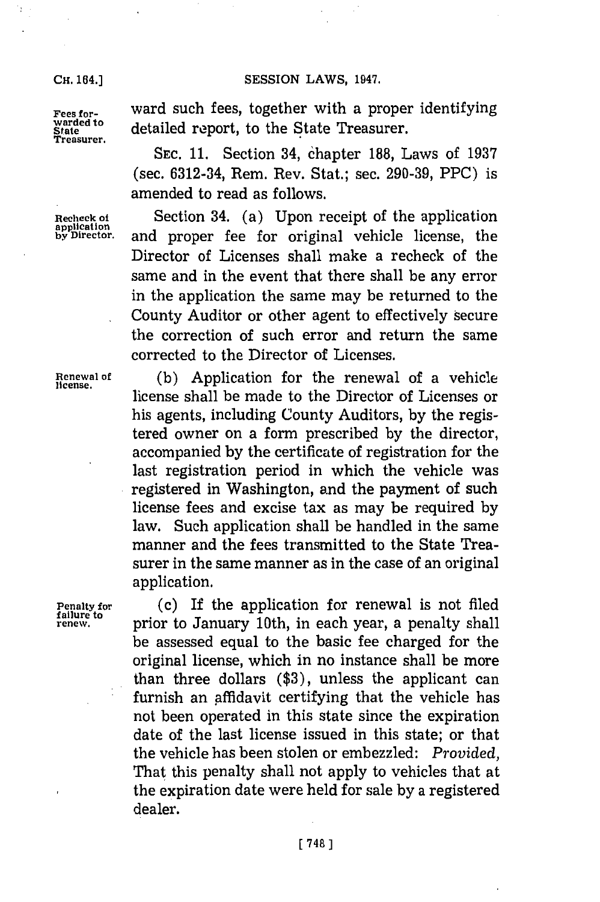ward such fees, together with a proper identifying detailed report, to the State Treasurer.

Fees forwarded to State Treasurer.

SEC. 11. Section 34, chapter 188, Laws of 1937 (sec. 6312-34, Rem. Rev. Stat.; sec. 290-39, PPC) is amended to read as follows.

Recheck of application by Director.

Section 34. (a) Upon receipt of the application and proper fee for original vehicle license, the Director of Licenses shall make a recheck of the same and in the event that there shall be any error in the application the same may be returned to the County Auditor or other agent to effectively secure the correction of such error and return the same corrected to the Director of Licenses.

Renewal of license.

(b) Application for the renewal of a vehicle license shall be made to the Director of Licenses or his agents, including County Auditors, by the registered owner on a form prescribed by the director, accompanied by the certificate of registration for the last registration period in which the vehicle was registered in Washington, and the payment of such license fees and excise tax as may be required by law. Such application shall be handled in the same manner and the fees transmitted to the State Treasurer in the same manner as in the case of an original application.

Penalty for failure to renew.

(c) If the application for renewal is not filed prior to January 10th, in each year, a penalty shall be assessed equal to the basic fee charged for the original license, which in no instance shall be more than three dollars ($3), unless the applicant can furnish an affidavit certifying that the vehicle has not been operated in this state since the expiration date of the last license issued in this state; or that the vehicle has been stolen or embezzled: *Provided,* That this penalty shall not apply to vehicles that at the expiration date were held for sale by a registered dealer.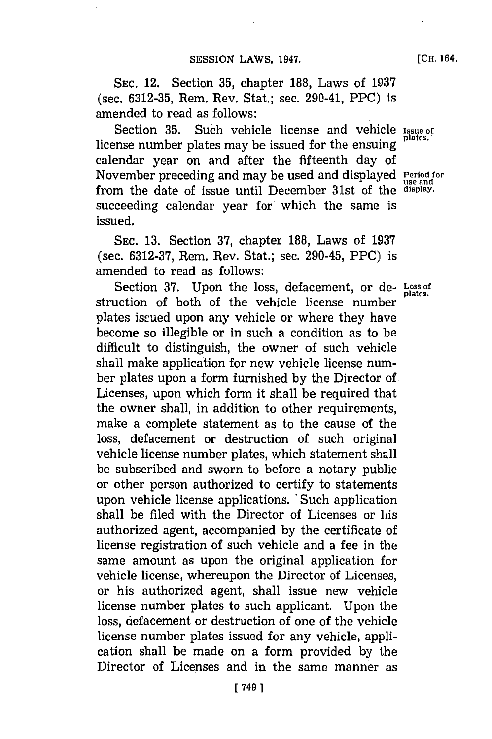SEC. 12. Section 35, chapter 188, Laws of 1937 (sec. 6312-35, Rem. Rev. Stat.; sec. 290-41, PPC) is amended to read as follows:

Section 35. Such vehicle license and vehicle license number plates may be issued for the ensuing calendar year on and after the fifteenth day of November preceding and may be used and displayed from the date of issue until December 31st of the succeeding calendar year for which the same is issued.

*Issue of plates.*

*Period for use and display.*

SEC. 13. Section 37, chapter 188, Laws of 1937 (sec. 6312-37, Rem. Rev. Stat.; sec. 290-45, PPC) is amended to read as follows:

Section 37. Upon the loss, defacement, or destruction of both of the vehicle license number plates issued upon any vehicle or where they have become so illegible or in such a condition as to be difficult to distinguish, the owner of such vehicle shall make application for new vehicle license number plates upon a form furnished by the Director of Licenses, upon which form it shall be required that the owner shall, in addition to other requirements, make a complete statement as to the cause of the loss, defacement or destruction of such original vehicle license number plates, which statement shall be subscribed and sworn to before a notary public or other person authorized to certify to statements upon vehicle license applications. Such application shall be filed with the Director of Licenses or his authorized agent, accompanied by the certificate of license registration of such vehicle and a fee in the same amount as upon the original application for vehicle license, whereupon the Director of Licenses, or his authorized agent, shall issue new vehicle license number plates to such applicant. Upon the loss, defacement or destruction of one of the vehicle license number plates issued for any vehicle, application shall be made on a form provided by the Director of Licenses and in the same manner as

*Loss of plates.*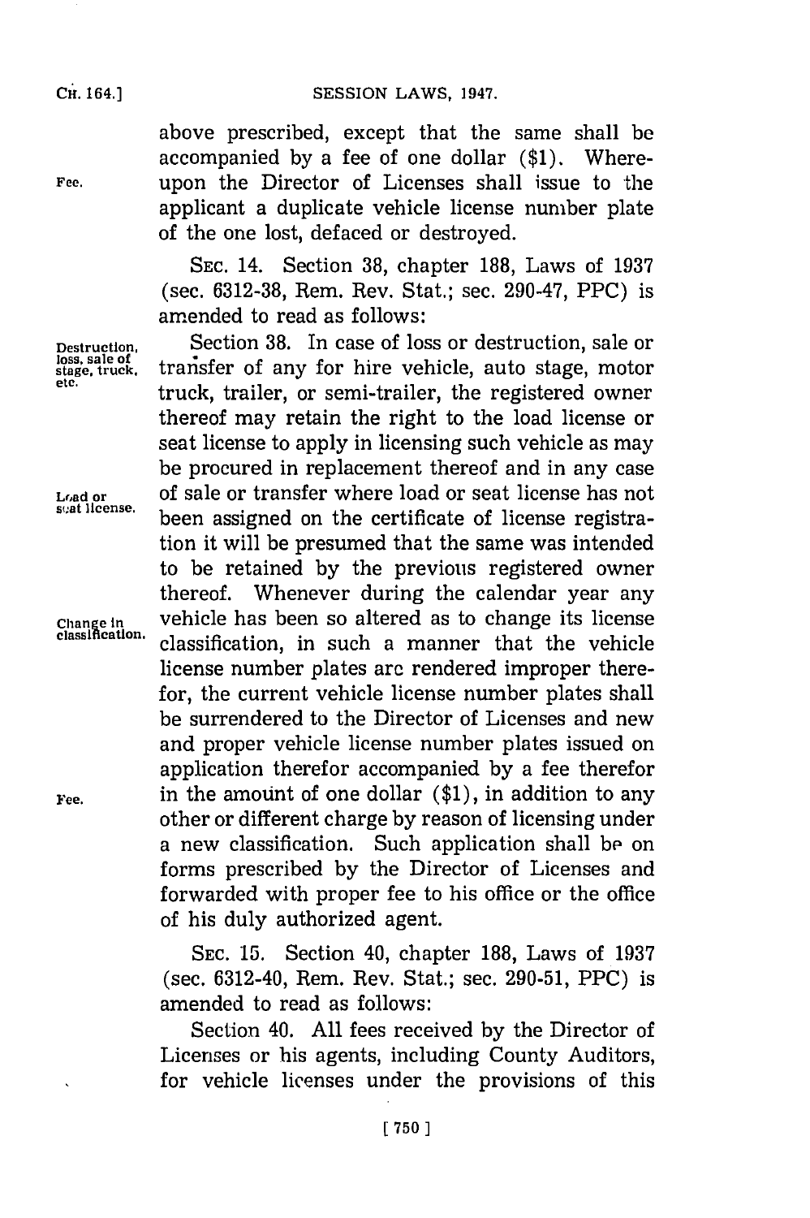above prescribed, except that the same shall be accompanied by a fee of one dollar ($1). Whereupon the Director of Licenses shall issue to the applicant a duplicate vehicle license number plate of the one lost, defaced or destroyed.

SEC. 14. Section 38, chapter 188, Laws of 1937 (sec. 6312-38, Rem. Rev. Stat.; sec. 290-47, PPC) is amended to read as follows:

Section 38. In case of loss or destruction, sale or transfer of any for hire vehicle, auto stage, motor truck, trailer, or semi-trailer, the registered owner thereof may retain the right to the load license or seat license to apply in licensing such vehicle as may be procured in replacement thereof and in any case of sale or transfer where load or seat license has not been assigned on the certificate of license registration it will be presumed that the same was intended to be retained by the previous registered owner thereof. Whenever during the calendar year any vehicle has been so altered as to change its license classification, in such a manner that the vehicle license number plates are rendered improper therefor, the current vehicle license number plates shall be surrendered to the Director of Licenses and new and proper vehicle license number plates issued on application therefor accompanied by a fee therefor in the amount of one dollar ($1), in addition to any other or different charge by reason of licensing under a new classification. Such application shall be on forms prescribed by the Director of Licenses and forwarded with proper fee to his office or the office of his duly authorized agent.

SEC. 15. Section 40, chapter 188, Laws of 1937 (sec. 6312-40, Rem. Rev. Stat.; sec. 290-51, PPC) is amended to read as follows:

Section 40. All fees received by the Director of Licenses or his agents, including County Auditors, for vehicle licenses under the provisions of this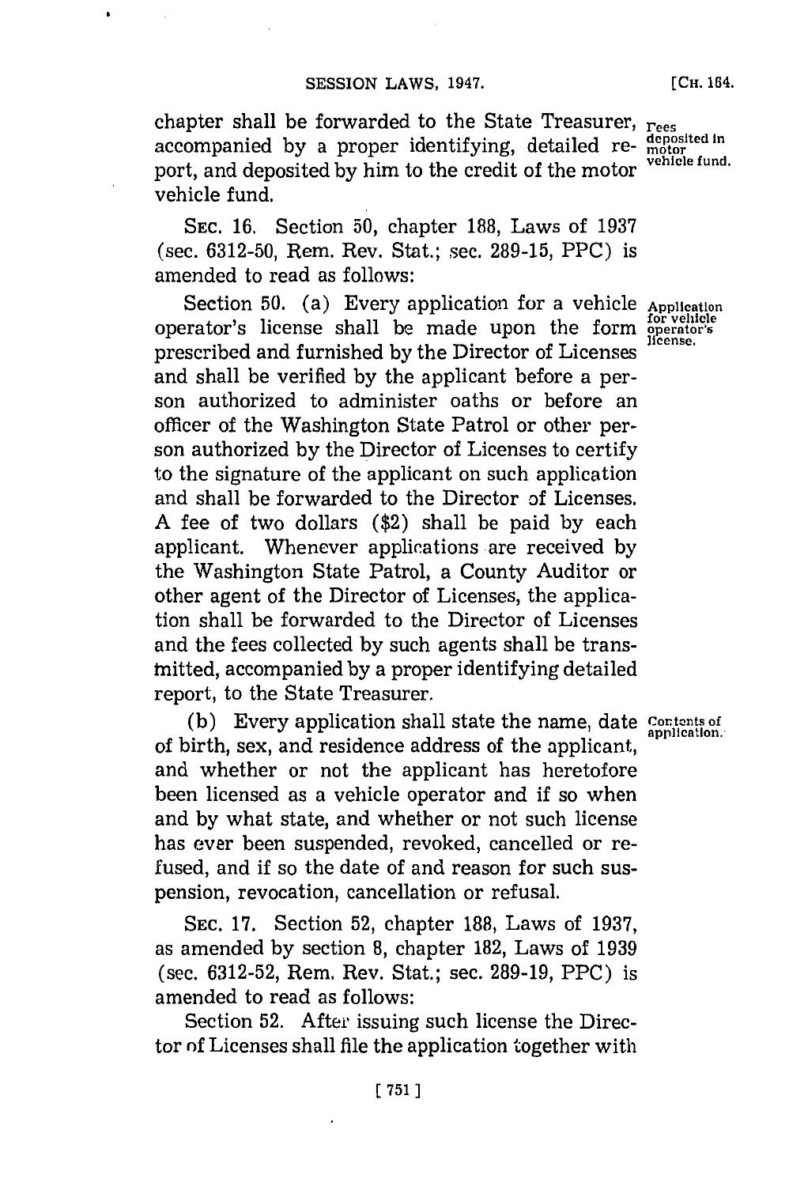chapter shall be forwarded to the State Treasurer, accompanied by a proper identifying, detailed report, and deposited by him to the credit of the motor vehicle fund.

Fees deposited in motor vehicle fund.

SEC. 16. Section 50, chapter 188, Laws of 1937 (sec. 6312-50, Rem. Rev. Stat.; sec. 289-15, PPC) is amended to read as follows:

Application for vehicle operator's license.

Section 50. (a) Every application for a vehicle operator's license shall be made upon the form prescribed and furnished by the Director of Licenses and shall be verified by the applicant before a person authorized to administer oaths or before an officer of the Washington State Patrol or other person authorized by the Director of Licenses to certify to the signature of the applicant on such application and shall be forwarded to the Director of Licenses. A fee of two dollars ($2) shall be paid by each applicant. Whenever applications are received by the Washington State Patrol, a County Auditor or other agent of the Director of Licenses, the application shall be forwarded to the Director of Licenses and the fees collected by such agents shall be transmitted, accompanied by a proper identifying detailed report, to the State Treasurer.

Contents of application.

(b) Every application shall state the name, date of birth, sex, and residence address of the applicant, and whether or not the applicant has heretofore been licensed as a vehicle operator and if so when and by what state, and whether or not such license has ever been suspended, revoked, cancelled or refused, and if so the date of and reason for such suspension, revocation, cancellation or refusal.

SEC. 17. Section 52, chapter 188, Laws of 1937, as amended by section 8, chapter 182, Laws of 1939 (sec. 6312-52, Rem. Rev. Stat.; sec. 289-19, PPC) is amended to read as follows:

Section 52. After issuing such license the Director of Licenses shall file the application together with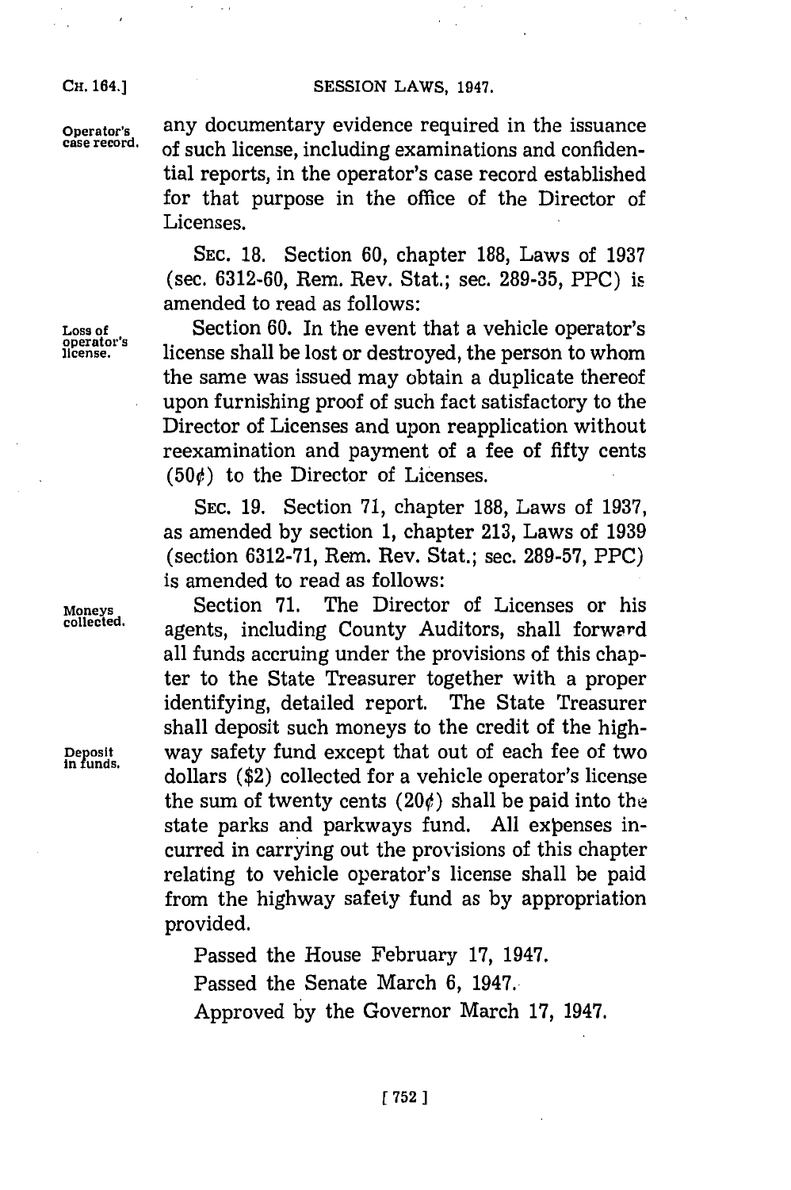Operator's case record.

any documentary evidence required in the issuance of such license, including examinations and confidential reports, in the operator's case record established for that purpose in the office of the Director of Licenses.

SEC. 18. Section 60, chapter 188, Laws of 1937 (sec. 6312-60, Rem. Rev. Stat.; sec. 289-35, PPC) is amended to read as follows:

Loss of operator's license.

Section 60. In the event that a vehicle operator's license shall be lost or destroyed, the person to whom the same was issued may obtain a duplicate thereof upon furnishing proof of such fact satisfactory to the Director of Licenses and upon reapplication without reexamination and payment of a fee of fifty cents (50¢) to the Director of Licenses.

SEC. 19. Section 71, chapter 188, Laws of 1937, as amended by section 1, chapter 213, Laws of 1939 (section 6312-71, Rem. Rev. Stat.; sec. 289-57, PPC) is amended to read as follows:

Moneys collected.

Section 71. The Director of Licenses or his agents, including County Auditors, shall forward all funds accruing under the provisions of this chapter to the State Treasurer together with a proper identifying, detailed report. The State Treasurer shall deposit such moneys to the credit of the highway safety fund except that out of each fee of two dollars ($2) collected for a vehicle operator's license the sum of twenty cents (20¢) shall be paid into the state parks and parkways fund. All expenses incurred in carrying out the provisions of this chapter relating to vehicle operator's license shall be paid from the highway safety fund as by appropriation provided.

Deposit in funds.

Passed the House February 17, 1947.

Passed the Senate March 6, 1947.

Approved by the Governor March 17, 1947.